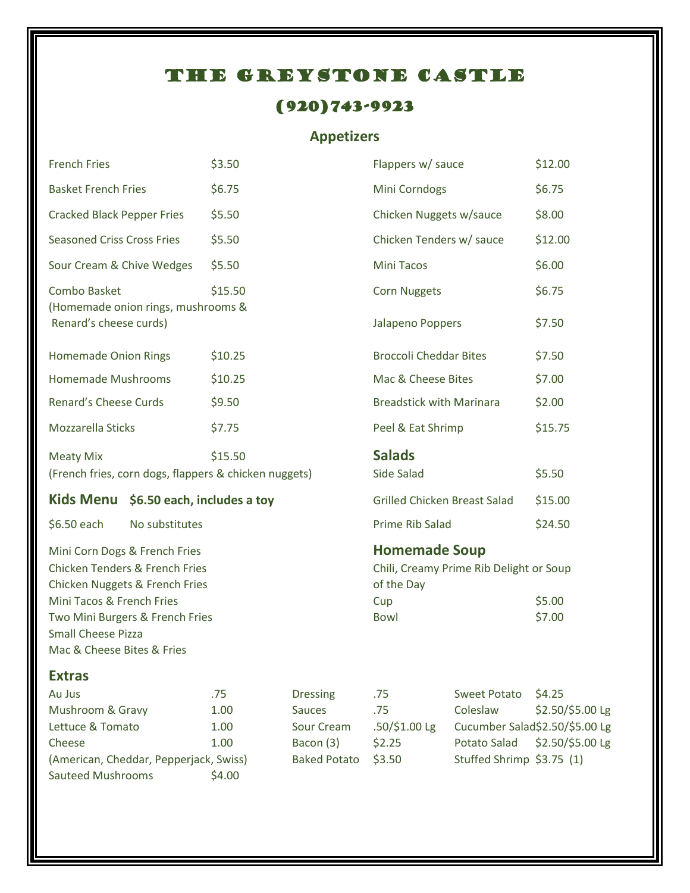# The Greystone Castle

## (920)743-9923

### Appetizers

| | |
|---|---|
| French Fries | $3.50 |
| Basket French Fries | $6.75 |
| Cracked Black Pepper Fries | $5.50 |
| Seasoned Criss Cross Fries | $5.50 |
| Sour Cream & Chive Wedges | $5.50 |
| Combo Basket (Homemade onion rings, mushrooms & Renard's cheese curds) | $15.50 |
| Homemade Onion Rings | $10.25 |
| Homemade Mushrooms | $10.25 |
| Renard's Cheese Curds | $9.50 |
| Mozzarella Sticks | $7.75 |
| Meaty Mix (French fries, corn dogs, flappers & chicken nuggets) | $15.50 |

### Kids Menu $6.50 each, includes a toy

$6.50 each No substitutes

Mini Corn Dogs & French Fries
Chicken Tenders & French Fries
Chicken Nuggets & French Fries
Mini Tacos & French Fries
Two Mini Burgers & French Fries
Small Cheese Pizza
Mac & Cheese Bites & Fries

| | |
|---|---|
| Flappers w/ sauce | $12.00 |
| Mini Corndogs | $6.75 |
| Chicken Nuggets w/sauce | $8.00 |
| Chicken Tenders w/ sauce | $12.00 |
| Mini Tacos | $6.00 |
| Corn Nuggets | $6.75 |
| Jalapeno Poppers | $7.50 |
| Broccoli Cheddar Bites | $7.50 |
| Mac & Cheese Bites | $7.00 |
| Breadstick with Marinara | $2.00 |
| Peel & Eat Shrimp | $15.75 |

### Salads

| | |
|---|---|
| Side Salad | $5.50 |
| Grilled Chicken Breast Salad | $15.00 |
| Prime Rib Salad | $24.50 |

### Homemade Soup

Chili, Creamy Prime Rib Delight or Soup of the Day

| | |
|---|---|
| Cup | $5.00 |
| Bowl | $7.00 |

### Extras

| | | | | | |
|---|---|---|---|---|---|
| Au Jus | .75 | Dressing | .75 | Sweet Potato | $4.25 |
| Mushroom & Gravy | 1.00 | Sauces | .75 | Coleslaw | $2.50/$5.00 Lg |
| Lettuce & Tomato | 1.00 | Sour Cream | .50/$1.00 Lg | Cucumber Salad | $2.50/$5.00 Lg |
| Cheese (American, Cheddar, Pepperjack, Swiss) | 1.00 | Bacon (3) | $2.25 | Potato Salad | $2.50/$5.00 Lg |
| Sauteed Mushrooms | $4.00 | Baked Potato | $3.50 | Stuffed Shrimp | $3.75 (1) |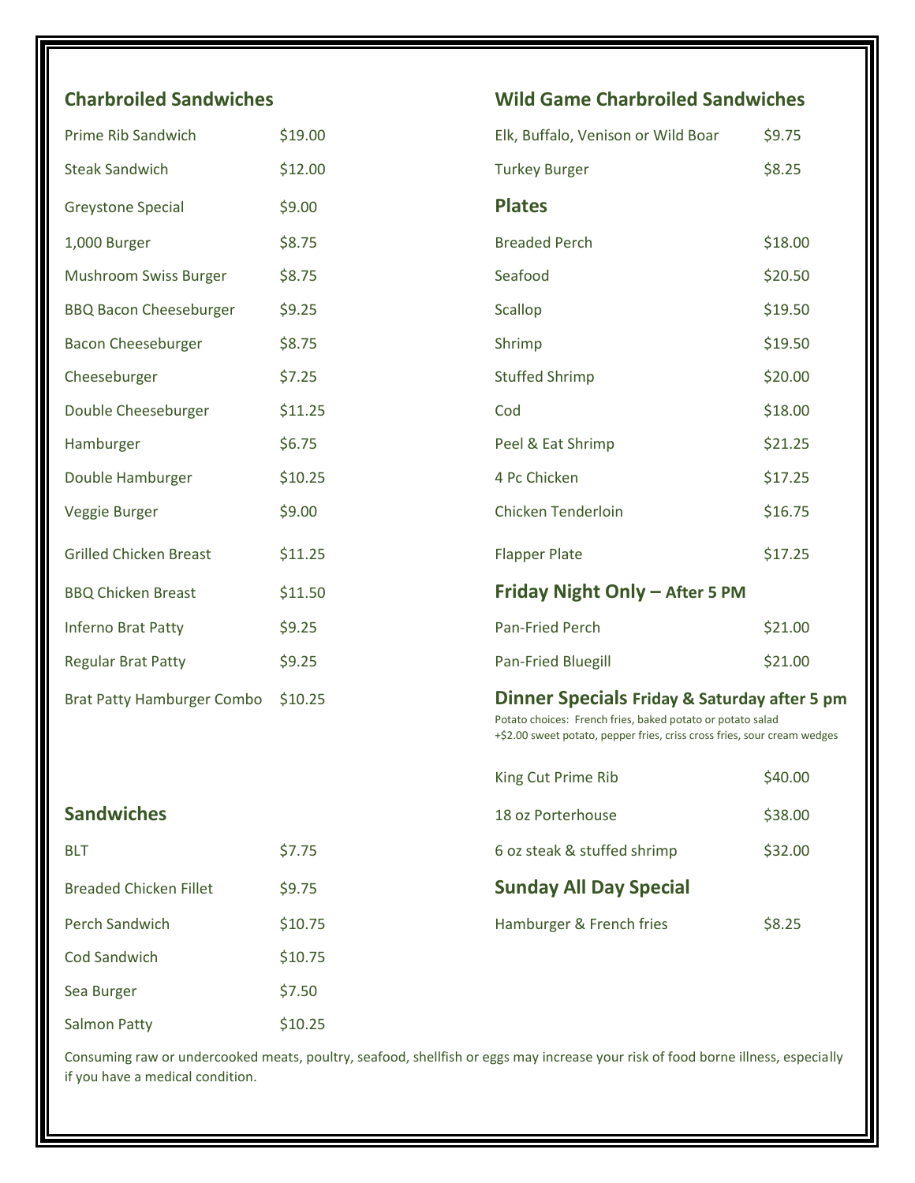## Charbroiled Sandwiches

| | |
|---|---|
| Prime Rib Sandwich | $19.00 |
| Steak Sandwich | $12.00 |
| Greystone Special | $9.00 |
| 1,000 Burger | $8.75 |
| Mushroom Swiss Burger | $8.75 |
| BBQ Bacon Cheeseburger | $9.25 |
| Bacon Cheeseburger | $8.75 |
| Cheeseburger | $7.25 |
| Double Cheeseburger | $11.25 |
| Hamburger | $6.75 |
| Double Hamburger | $10.25 |
| Veggie Burger | $9.00 |
| Grilled Chicken Breast | $11.25 |
| BBQ Chicken Breast | $11.50 |
| Inferno Brat Patty | $9.25 |
| Regular Brat Patty | $9.25 |
| Brat Patty Hamburger Combo | $10.25 |

## Sandwiches

| | |
|---|---|
| BLT | $7.75 |
| Breaded Chicken Fillet | $9.75 |
| Perch Sandwich | $10.75 |
| Cod Sandwich | $10.75 |
| Sea Burger | $7.50 |
| Salmon Patty | $10.25 |

## Wild Game Charbroiled Sandwiches

| | |
|---|---|
| Elk, Buffalo, Venison or Wild Boar | $9.75 |
| Turkey Burger | $8.25 |

## Plates

| | |
|---|---|
| Breaded Perch | $18.00 |
| Seafood | $20.50 |
| Scallop | $19.50 |
| Shrimp | $19.50 |
| Stuffed Shrimp | $20.00 |
| Cod | $18.00 |
| Peel & Eat Shrimp | $21.25 |
| 4 Pc Chicken | $17.25 |
| Chicken Tenderloin | $16.75 |
| Flapper Plate | $17.25 |

## Friday Night Only – After 5 PM

| | |
|---|---|
| Pan-Fried Perch | $21.00 |
| Pan-Fried Bluegill | $21.00 |

## Dinner Specials Friday & Saturday after 5 pm

Potato choices: French fries, baked potato or potato salad
+$2.00 sweet potato, pepper fries, criss cross fries, sour cream wedges

| | |
|---|---|
| King Cut Prime Rib | $40.00 |
| 18 oz Porterhouse | $38.00 |
| 6 oz steak & stuffed shrimp | $32.00 |

## Sunday All Day Special

| | |
|---|---|
| Hamburger & French fries | $8.25 |

Consuming raw or undercooked meats, poultry, seafood, shellfish or eggs may increase your risk of food borne illness, especially if you have a medical condition.